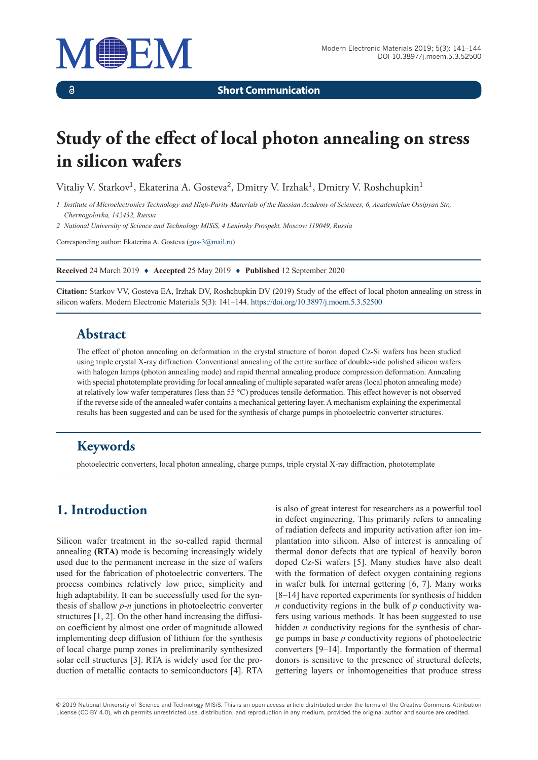Short Communication

# Study of the effect of local photon annealing on stress in silicon wafers

Vitaliy V. Starkov[1], Ekaterina A. Gosteva[2], Dmitry V. Irzhak[1], Dmitry V. Roshchupkin[1]

*1 Institute of Microelectronics Technology and High-Purity Materials of the Russian Academy of Sciences, 6, Academician Ossipyan Str., Chernogolovka, 142432, Russia*

*2 National University of Science and Technology MISiS, 4 Leninsky Prospekt, Moscow 119049, Russia*

Corresponding author: Ekaterina A. Gosteva (gos-3@mail.ru)

**Received** 24 March 2019 ♦ **Accepted** 25 May 2019 ♦ **Published** 12 September 2020

**Citation:** Starkov VV, Gosteva EA, Irzhak DV, Roshchupkin DV (2019) Study of the effect of local photon annealing on stress in silicon wafers. Modern Electronic Materials 5(3): 141–144. https://doi.org/10.3897/j.moem.5.3.52500

## Abstract

The effect of photon annealing on deformation in the crystal structure of boron doped Cz-Si wafers has been studied using triple crystal X-ray diffraction. Conventional annealing of the entire surface of double-side polished silicon wafers with halogen lamps (photon annealing mode) and rapid thermal annealing produce compression deformation. Annealing with special phototemplate providing for local annealing of multiple separated wafer areas (local photon annealing mode) at relatively low wafer temperatures (less than 55 °C) produces tensile deformation. This effect however is not observed if the reverse side of the annealed wafer contains a mechanical gettering layer. A mechanism explaining the experimental results has been suggested and can be used for the synthesis of charge pumps in photoelectric converter structures.

## Keywords

photoelectric converters, local photon annealing, charge pumps, triple crystal X-ray diffraction, phototemplate

## 1. Introduction

Silicon wafer treatment in the so-called rapid thermal annealing **(RTA)** mode is becoming increasingly widely used due to the permanent increase in the size of wafers used for the fabrication of photoelectric converters. The process combines relatively low price, simplicity and high adaptability. It can be successfully used for the synthesis of shallow *p-n* junctions in photoelectric converter structures [1, 2]. On the other hand increasing the diffusion coefficient by almost one order of magnitude allowed implementing deep diffusion of lithium for the synthesis of local charge pump zones in preliminarily synthesized solar cell structures [3]. RTA is widely used for the production of metallic contacts to semiconductors [4]. RTA is also of great interest for researchers as a powerful tool in defect engineering. This primarily refers to annealing of radiation defects and impurity activation after ion implantation into silicon. Also of interest is annealing of thermal donor defects that are typical of heavily boron doped Cz-Si wafers [5]. Many studies have also dealt with the formation of defect oxygen containing regions in wafer bulk for internal gettering [6, 7]. Many works [8–14] have reported experiments for synthesis of hidden *n* conductivity regions in the bulk of *p* conductivity wafers using various methods. It has been suggested to use hidden *n* conductivity regions for the synthesis of charge pumps in base *p* conductivity regions of photoelectric converters [9–14]. Importantly the formation of thermal donors is sensitive to the presence of structural defects, gettering layers or inhomogeneities that produce stress

© 2019 National University of Science and Technology MISiS. This is an open access article distributed under the terms of the Creative Commons Attribution License (CC-BY 4.0), which permits unrestricted use, distribution, and reproduction in any medium, provided the original author and source are credited.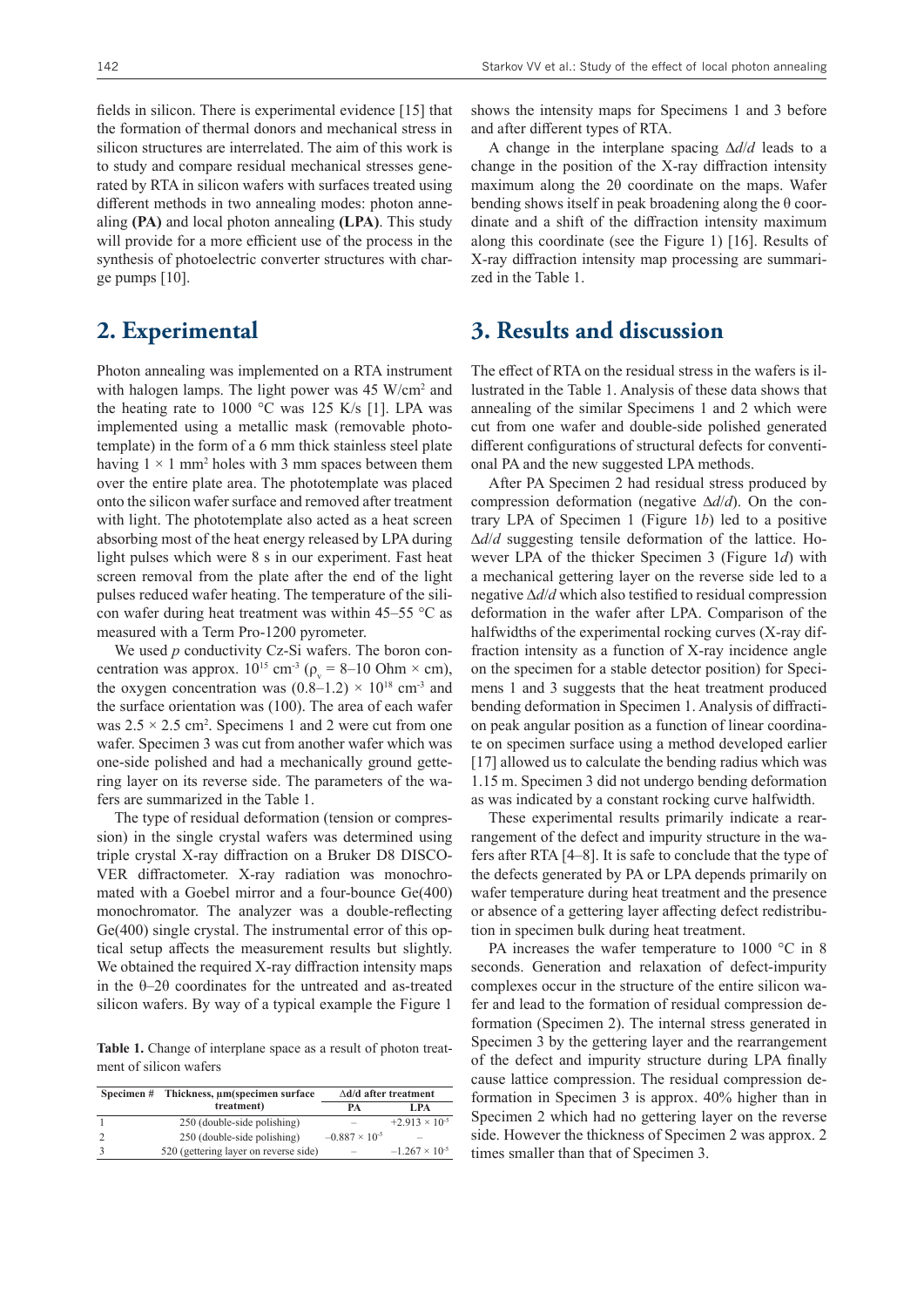fields in silicon. There is experimental evidence [15] that the formation of thermal donors and mechanical stress in silicon structures are interrelated. The aim of this work is to study and compare residual mechanical stresses generated by RTA in silicon wafers with surfaces treated using different methods in two annealing modes: photon annealing **(PA)** and local photon annealing **(LPA)**. This study will provide for a more efficient use of the process in the synthesis of photoelectric converter structures with charge pumps [10].

## 2. Experimental

Photon annealing was implemented on a RTA instrument with halogen lamps. The light power was 45 W/cm$^2$ and the heating rate to 1000 °C was 125 K/s [1]. LPA was implemented using a metallic mask (removable phototemplate) in the form of a 6 mm thick stainless steel plate having $1 \times 1$ mm$^2$ holes with 3 mm spaces between them over the entire plate area. The phototemplate was placed onto the silicon wafer surface and removed after treatment with light. The phototemplate also acted as a heat screen absorbing most of the heat energy released by LPA during light pulses which were 8 s in our experiment. Fast heat screen removal from the plate after the end of the light pulses reduced wafer heating. The temperature of the silicon wafer during heat treatment was within 45–55 °C as measured with a Term Pro-1200 pyrometer.

We used *p* conductivity Cz-Si wafers. The boron concentration was approx. $10^{15}$ cm$^{-3}$ ($\rho_v$ = 8–10 Ohm × cm), the oxygen concentration was $(0.8–1.2) \times 10^{18}$ cm$^{-3}$ and the surface orientation was (100). The area of each wafer was $2.5 \times 2.5$ cm$^2$. Specimens 1 and 2 were cut from one wafer. Specimen 3 was cut from another wafer which was one-side polished and had a mechanically ground gettering layer on its reverse side. The parameters of the wafers are summarized in the Table 1.

The type of residual deformation (tension or compression) in the single crystal wafers was determined using triple crystal X-ray diffraction on a Bruker D8 DISCOVER diffractometer. X-ray radiation was monochromated with a Goebel mirror and a four-bounce Ge(400) monochromator. The analyzer was a double-reflecting Ge(400) single crystal. The instrumental error of this optical setup affects the measurement results but slightly. We obtained the required X-ray diffraction intensity maps in the θ–2θ coordinates for the untreated and as-treated silicon wafers. By way of a typical example the Figure 1 shows the intensity maps for Specimens 1 and 3 before and after different types of RTA.

A change in the interplane spacing $\Delta d/d$ leads to a change in the position of the X-ray diffraction intensity maximum along the 2θ coordinate on the maps. Wafer bending shows itself in peak broadening along the θ coordinate and a shift of the diffraction intensity maximum along this coordinate (see the Figure 1) [16]. Results of X-ray diffraction intensity map processing are summarized in the Table 1.

**Table 1.** Change of interplane space as a result of photon treatment of silicon wafers

| Specimen # | Thickness, μm(specimen surface treatment) | Δd/d after treatment | |
|---|---|---|---|
| | | PA | LPA |
| 1 | 250 (double-side polishing) | – | $+2.913 \times 10^{-5}$ |
| 2 | 250 (double-side polishing) | $-0.887 \times 10^{-5}$ | – |
| 3 | 520 (gettering layer on reverse side) | – | $-1.267 \times 10^{-5}$ |

## 3. Results and discussion

The effect of RTA on the residual stress in the wafers is illustrated in the Table 1. Analysis of these data shows that annealing of the similar Specimens 1 and 2 which were cut from one wafer and double-side polished generated different configurations of structural defects for conventional PA and the new suggested LPA methods.

After PA Specimen 2 had residual stress produced by compression deformation (negative $\Delta d/d$). On the contrary LPA of Specimen 1 (Figure 1*b*) led to a positive $\Delta d/d$ suggesting tensile deformation of the lattice. However LPA of the thicker Specimen 3 (Figure 1*d*) with a mechanical gettering layer on the reverse side led to a negative $\Delta d/d$ which also testified to residual compression deformation in the wafer after LPA. Comparison of the halfwidths of the experimental rocking curves (X-ray diffraction intensity as a function of X-ray incidence angle on the specimen for a stable detector position) for Specimens 1 and 3 suggests that the heat treatment produced bending deformation in Specimen 1. Analysis of diffraction peak angular position as a function of linear coordinate on specimen surface using a method developed earlier [17] allowed us to calculate the bending radius which was 1.15 m. Specimen 3 did not undergo bending deformation as was indicated by a constant rocking curve halfwidth.

These experimental results primarily indicate a rearrangement of the defect and impurity structure in the wafers after RTA [4–8]. It is safe to conclude that the type of the defects generated by PA or LPA depends primarily on wafer temperature during heat treatment and the presence or absence of a gettering layer affecting defect redistribution in specimen bulk during heat treatment.

PA increases the wafer temperature to 1000 °C in 8 seconds. Generation and relaxation of defect-impurity complexes occur in the structure of the entire silicon wafer and lead to the formation of residual compression deformation (Specimen 2). The internal stress generated in Specimen 3 by the gettering layer and the rearrangement of the defect and impurity structure during LPA finally cause lattice compression. The residual compression deformation in Specimen 3 is approx. 40% higher than in Specimen 2 which had no gettering layer on the reverse side. However the thickness of Specimen 2 was approx. 2 times smaller than that of Specimen 3.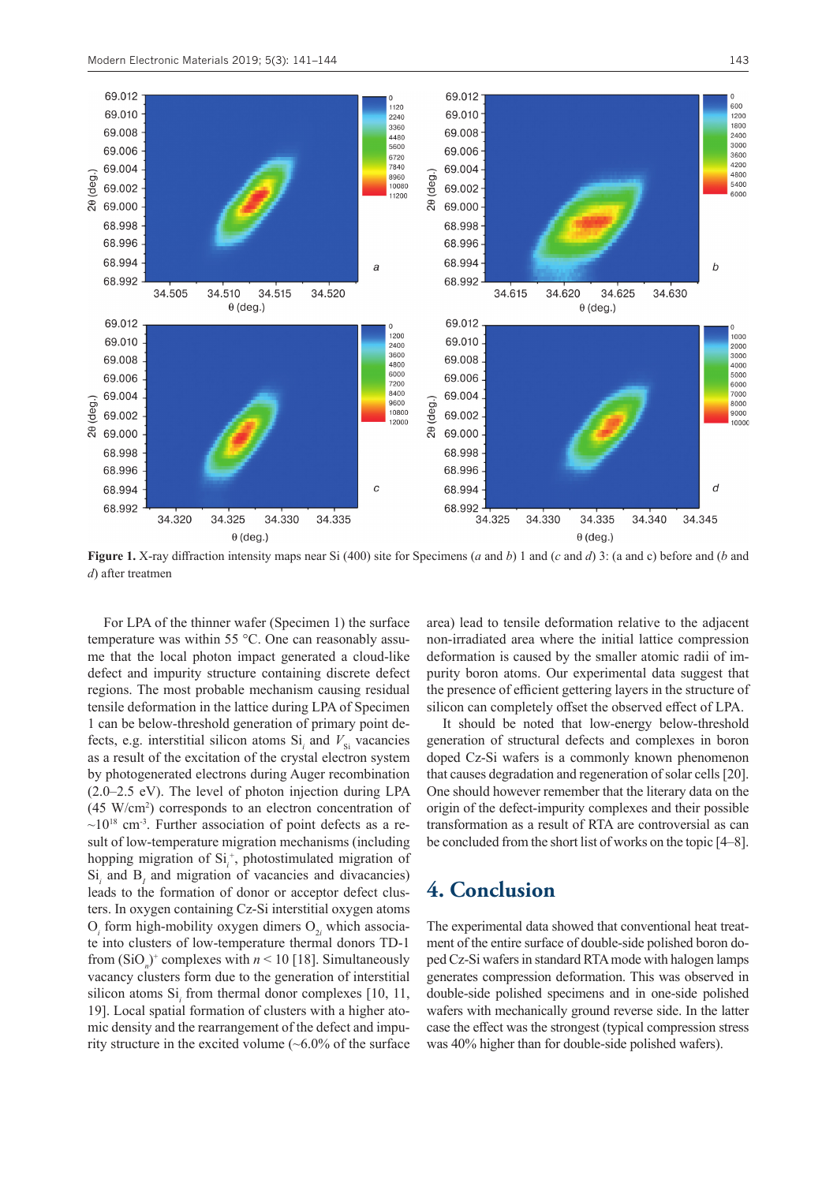**Figure 1.** X-ray diffraction intensity maps near Si (400) site for Specimens (*a* and *b*) 1 and (*c* and *d*) 3: (a and c) before and (*b* and *d*) after treatmen

For LPA of the thinner wafer (Specimen 1) the surface temperature was within 55 °C. One can reasonably assume that the local photon impact generated a cloud-like defect and impurity structure containing discrete defect regions. The most probable mechanism causing residual tensile deformation in the lattice during LPA of Specimen 1 can be below-threshold generation of primary point defects, e.g. interstitial silicon atoms $Si_i$ and $V_{Si}$ vacancies as a result of the excitation of the crystal electron system by photogenerated electrons during Auger recombination (2.0–2.5 eV). The level of photon injection during LPA (45 W/cm$^2$) corresponds to an electron concentration of ~$10^{18}$ cm$^{-3}$. Further association of point defects as a result of low-temperature migration mechanisms (including hopping migration of $Si_i^+$, photostimulated migration of $Si_i$ and $B_i$ and migration of vacancies and divacancies) leads to the formation of donor or acceptor defect clusters. In oxygen containing Cz-Si interstitial oxygen atoms $O_i$ form high-mobility oxygen dimers $O_{2i}$ which associate into clusters of low-temperature thermal donors TD-1 from $(SiO_n)^+$ complexes with $n < 10$ [18]. Simultaneously vacancy clusters form due to the interaction of interstitial silicon atoms $Si_i$ from thermal donor complexes [10, 11, 19]. Local spatial formation of clusters with a higher atomic density and the rearrangement of the defect and impurity structure in the excited volume (~6.0% of the surface area) lead to tensile deformation relative to the adjacent non-irradiated area where the initial lattice compression deformation is caused by the smaller atomic radii of impurity boron atoms. Our experimental data suggest that the presence of efficient gettering layers in the structure of silicon can completely offset the observed effect of LPA.

It should be noted that low-energy below-threshold generation of structural defects and complexes in boron doped Cz-Si wafers is a commonly known phenomenon that causes degradation and regeneration of solar cells [20]. One should however remember that the literary data on the origin of the defect-impurity complexes and their possible transformation as a result of RTA are controversial as can be concluded from the short list of works on the topic [4–8].

## 4. Conclusion

The experimental data showed that conventional heat treatment of the entire surface of double-side polished boron doped Cz-Si wafers in standard RTA mode with halogen lamps generates compression deformation. This was observed in double-side polished specimens and in one-side polished wafers with mechanically ground reverse side. In the latter case the effect was the strongest (typical compression stress was 40% higher than for double-side polished wafers).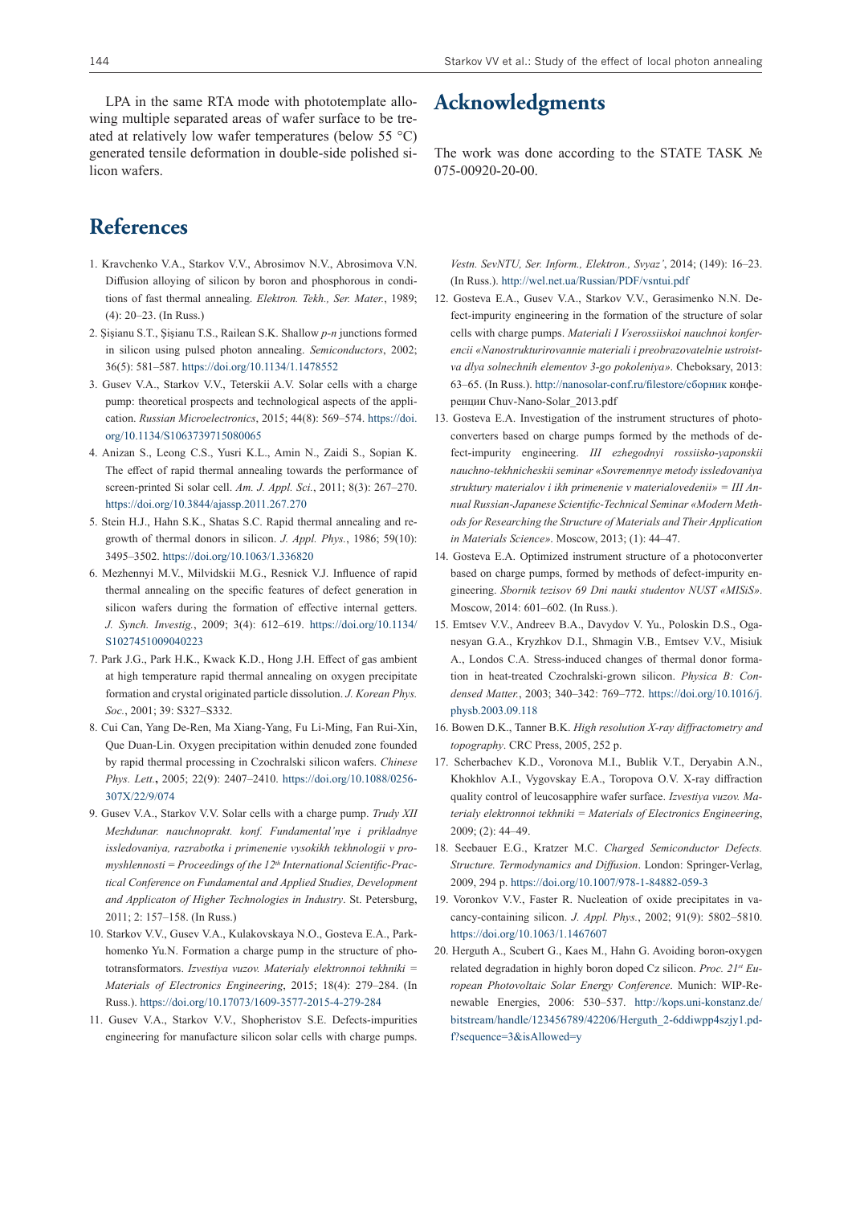LPA in the same RTA mode with phototemplate allowing multiple separated areas of wafer surface to be treated at relatively low wafer temperatures (below 55 °C) generated tensile deformation in double-side polished silicon wafers.

## Acknowledgments

The work was done according to the STATE TASK № 075-00920-20-00.

## References

1. Kravchenko V.A., Starkov V.V., Abrosimov N.V., Abrosimova V.N. Diffusion alloying of silicon by boron and phosphorous in conditions of fast thermal annealing. *Elektron. Tekh., Ser. Mater.*, 1989; (4): 20–23. (In Russ.)
2. Şişianu S.T., Şişianu T.S., Railean S.K. Shallow *p-n* junctions formed in silicon using pulsed photon annealing. *Semiconductors*, 2002; 36(5): 581–587. https://doi.org/10.1134/1.1478552
3. Gusev V.A., Starkov V.V., Teterskii A.V. Solar cells with a charge pump: theoretical prospects and technological aspects of the application. *Russian Microelectronics*, 2015; 44(8): 569–574. https://doi.org/10.1134/S1063739715080065
4. Anizan S., Leong C.S., Yusri K.L., Amin N., Zaidi S., Sopian K. The effect of rapid thermal annealing towards the performance of screen-printed Si solar cell. *Am. J. Appl. Sci.*, 2011; 8(3): 267–270. https://doi.org/10.3844/ajassp.2011.267.270
5. Stein H.J., Hahn S.K., Shatas S.C. Rapid thermal annealing and regrowth of thermal donors in silicon. *J. Appl. Phys.*, 1986; 59(10): 3495–3502. https://doi.org/10.1063/1.336820
6. Mezhennyi M.V., Milvidskii M.G., Resnick V.J. Influence of rapid thermal annealing on the specific features of defect generation in silicon wafers during the formation of effective internal getters. *J. Synch. Investig.*, 2009; 3(4): 612–619. https://doi.org/10.1134/S1027451009040223
7. Park J.G., Park H.K., Kwack K.D., Hong J.H. Effect of gas ambient at high temperature rapid thermal annealing on oxygen precipitate formation and crystal originated particle dissolution. *J. Korean Phys. Soc.*, 2001; 39: S327–S332.
8. Cui Can, Yang De-Ren, Ma Xiang-Yang, Fu Li-Ming, Fan Rui-Xin, Que Duan-Lin. Oxygen precipitation within denuded zone founded by rapid thermal processing in Czochralski silicon wafers. *Chinese Phys. Lett.*, 2005; 22(9): 2407–2410. https://doi.org/10.1088/0256-307X/22/9/074
9. Gusev V.A., Starkov V.V. Solar cells with a charge pump. *Trudy XII Mezhdunar. nauchnoprakt. konf. Fundamental'nye i prikladnye issledovaniya, razrabotka i primenenie vysokikh tekhnologii v promyshlennosti = Proceedings of the 12th International Scientific-Practical Conference on Fundamental and Applied Studies, Development and Applicaton of Higher Technologies in Industry*. St. Petersburg, 2011; 2: 157–158. (In Russ.)
10. Starkov V.V., Gusev V.A., Kulakovskaya N.O., Gosteva E.A., Parkhomenko Yu.N. Formation a charge pump in the structure of phototransformators. *Izvestiya vuzov. Materialy elektronnoi tekhniki = Materials of Electronics Engineering*, 2015; 18(4): 279–284. (In Russ.). https://doi.org/10.17073/1609-3577-2015-4-279-284
11. Gusev V.A., Starkov V.V., Shopheristov S.E. Defects-impurities engineering for manufacture silicon solar cells with charge pumps. *Vestn. SevNTU, Ser. Inform., Elektron., Svyaz'*, 2014; (149): 16–23. (In Russ.). http://wel.net.ua/Russian/PDF/vsntui.pdf
12. Gosteva E.A., Gusev V.A., Starkov V.V., Gerasimenko N.N. Defect-impurity engineering in the formation of the structure of solar cells with charge pumps. *Materiali I Vserossiiskoi nauchnoi konferencii «Nanostrukturirovannie materiali i preobrazovatelnie ustroistva dlya solnechnih elementov 3-go pokoleniya»*. Cheboksary, 2013: 63–65. (In Russ.). http://nanosolar-conf.ru/filestore/сборник конференции Chuv-Nano-Solar_2013.pdf
13. Gosteva E.A. Investigation of the instrument structures of photoconverters based on charge pumps formed by the methods of defect-impurity engineering. *III ezhegodnyi rossiisko-yaponskii nauchno-tekhnicheskii seminar «Sovremennye metody issledovaniya struktury materialov i ikh primenenie v materialovedenii» = III Annual Russian-Japanese Scientific-Technical Seminar «Modern Methods for Researching the Structure of Materials and Their Application in Materials Science»*. Moscow, 2013; (1): 44–47.
14. Gosteva E.A. Optimized instrument structure of a photoconverter based on charge pumps, formed by methods of defect-impurity engineering. *Sbornik tezisov 69 Dni nauki studentov NUST «MISiS»*. Moscow, 2014: 601–602. (In Russ.).
15. Emtsev V.V., Andreev B.A., Davydov V. Yu., Poloskin D.S., Oganesyan G.A., Kryzhkov D.I., Shmagin V.B., Emtsev V.V., Misiuk A., Londos C.A. Stress-induced changes of thermal donor formation in heat-treated Czochralski-grown silicon. *Physica B: Condensed Matter.*, 2003; 340–342: 769–772. https://doi.org/10.1016/j.physb.2003.09.118
16. Bowen D.K., Tanner B.K. *High resolution X-ray diffractometry and topography*. CRC Press, 2005, 252 p.
17. Scherbachev K.D., Voronova M.I., Bublik V.T., Deryabin A.N., Khokhlov A.I., Vygovskay E.A., Toropova O.V. X-ray diffraction quality control of leucosapphire wafer surface. *Izvestiya vuzov. Materialy elektronnoi tekhniki = Materials of Electronics Engineering*, 2009; (2): 44–49.
18. Seebauer E.G., Kratzer M.C. *Charged Semiconductor Defects. Structure. Termodynamics and Diffusion*. London: Springer-Verlag, 2009, 294 p. https://doi.org/10.1007/978-1-84882-059-3
19. Voronkov V.V., Faster R. Nucleation of oxide precipitates in vacancy-containing silicon. *J. Appl. Phys.*, 2002; 91(9): 5802–5810. https://doi.org/10.1063/1.1467607
20. Herguth A., Scubert G., Kaes M., Hahn G. Avoiding boron-oxygen related degradation in highly boron doped Cz silicon. *Proc. 21st European Photovoltaic Solar Energy Conference*. Munich: WIP-Renewable Energies, 2006: 530–537. http://kops.uni-konstanz.de/bitstream/handle/123456789/42206/Herguth_2-6ddiwpp4szjy1.pdf?sequence=3&isAllowed=y